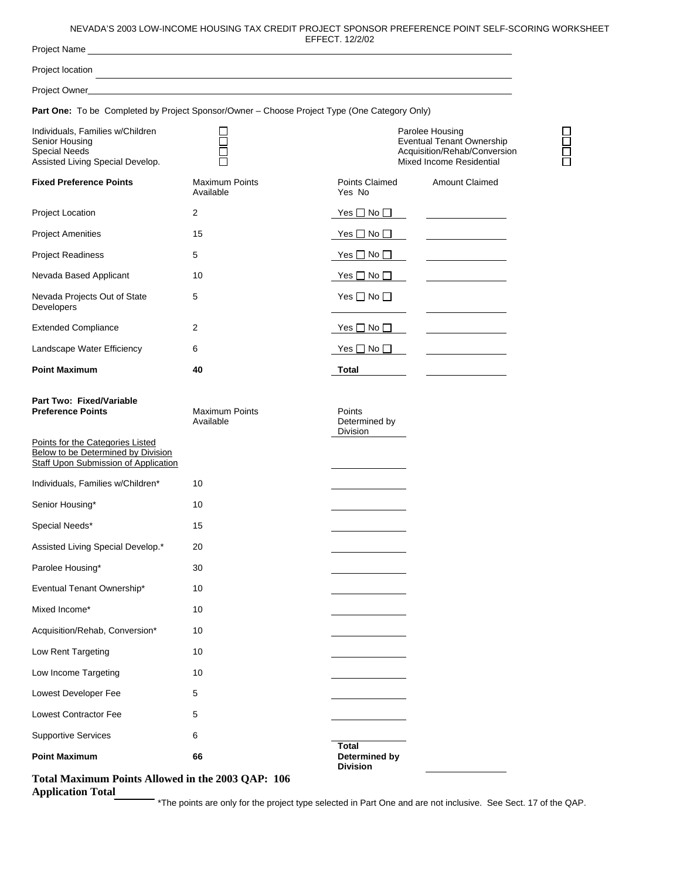NEVADA'S 2003 LOW-INCOME HOUSING TAX CREDIT PROJECT SPONSOR PREFERENCE POINT SELF-SCORING WORKSHEET EFFECT. 12/2/02

Project Name ____________________

Project location ____________________

Project Owner ____________________

**Part One:** To be Completed by Project Sponsor/Owner – Choose Project Type (One Category Only)

| | | | |
|---|---|---|---|
| Individuals, Families w/Children | ☐ | Parolee Housing | ☐ |
| Senior Housing | ☐ | Eventual Tenant Ownership | ☐ |
| Special Needs | ☐ | Acquisition/Rehab/Conversion | ☐ |
| Assisted Living Special Develop. | ☐ | Mixed Income Residential | ☐ |

| **Fixed Preference Points** | Maximum Points Available | Points Claimed Yes No | Amount Claimed |
|---|---|---|---|
| Project Location | 2 | Yes ☐ No ☐ | |
| Project Amenities | 15 | Yes ☐ No ☐ | |
| Project Readiness | 5 | Yes ☐ No ☐ | |
| Nevada Based Applicant | 10 | Yes ☐ No ☐ | |
| Nevada Projects Out of State Developers | 5 | Yes ☐ No ☐ | |
| Extended Compliance | 2 | Yes ☐ No ☐ | |
| Landscape Water Efficiency | 6 | Yes ☐ No ☐ | |
| **Point Maximum** | **40** | **Total** | |

| **Part Two: Fixed/Variable Preference Points** | Maximum Points Available | Points Determined by Division |
|---|---|---|
| Points for the Categories Listed Below to be Determined by Division Staff Upon Submission of Application | | |
| Individuals, Families w/Children* | 10 | |
| Senior Housing* | 10 | |
| Special Needs* | 15 | |
| Assisted Living Special Develop.* | 20 | |
| Parolee Housing* | 30 | |
| Eventual Tenant Ownership* | 10 | |
| Mixed Income* | 10 | |
| Acquisition/Rehab, Conversion* | 10 | |
| Low Rent Targeting | 10 | |
| Low Income Targeting | 10 | |
| Lowest Developer Fee | 5 | |
| Lowest Contractor Fee | 5 | |
| Supportive Services | 6 | |
| **Point Maximum** | **66** | **Total Determined by Division** |

**Total Maximum Points Allowed in the 2003 QAP: 106**

**Application Total** ________

*The points are only for the project type selected in Part One and are not inclusive. See Sect. 17 of the QAP.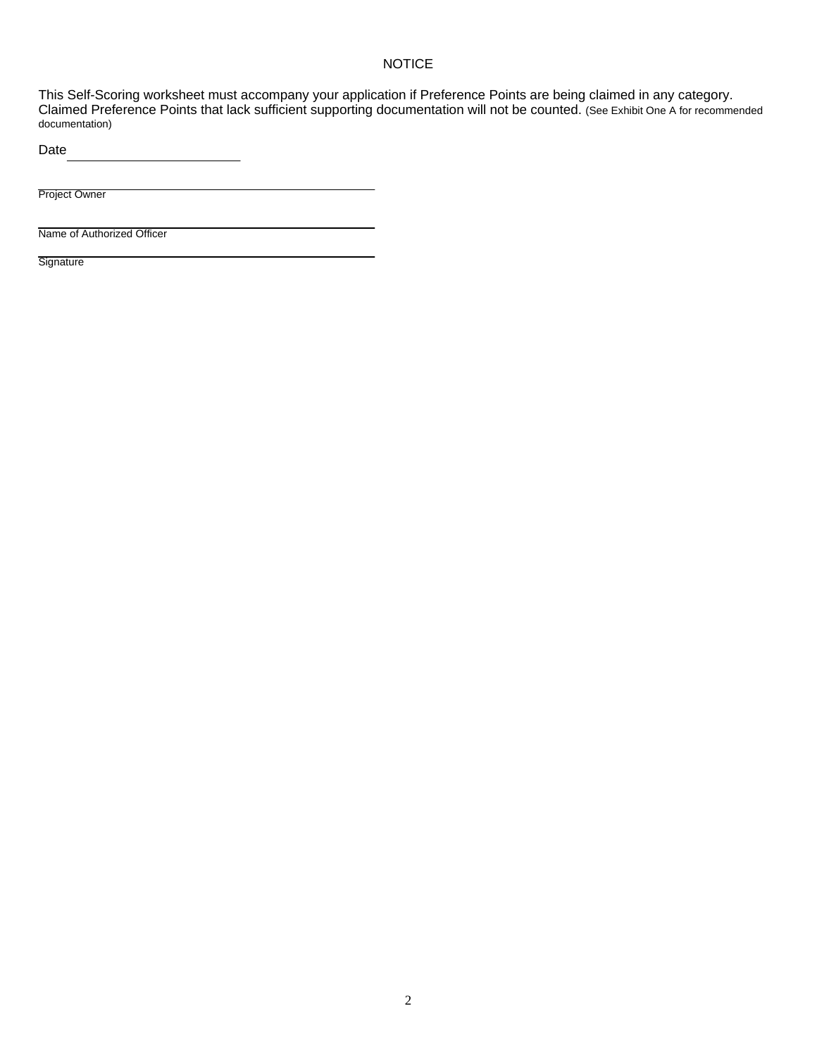NOTICE

This Self-Scoring worksheet must accompany your application if Preference Points are being claimed in any category. Claimed Preference Points that lack sufficient supporting documentation will not be counted. (See Exhibit One A for recommended documentation)

Date ______________________

______________________________________________
Project Owner

______________________________________________
Name of Authorized Officer

______________________________________________
Signature